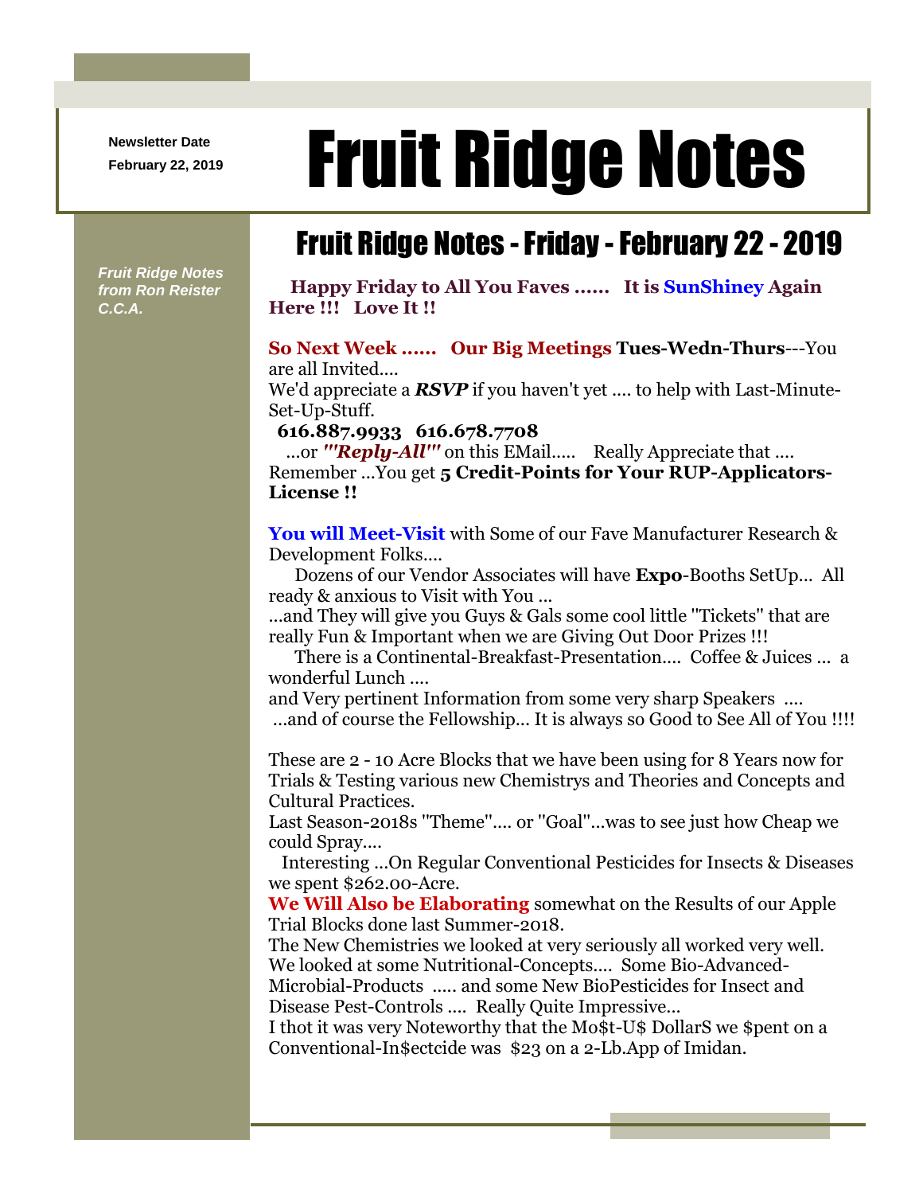Newsletter Date
February 22, 2019

# Fruit Ridge Notes

*Fruit Ridge Notes from Ron Reister C.C.A.*

## Fruit Ridge Notes - Friday - February 22 - 2019

**Happy Friday to All You Faves ...... It is SunShiney Again Here !!! Love It !!**

**So Next Week ...... Our Big Meetings Tues-Wedn-Thurs**---You are all Invited....
We'd appreciate a ***RSVP*** if you haven't yet .... to help with Last-Minute-Set-Up-Stuff.
**616.887.9933 616.678.7708**
...or ***"'Reply-All"'*** on this EMail..... Really Appreciate that .... Remember ...You get **5 Credit-Points for Your RUP-Applicators-License !!**

**You will Meet-Visit** with Some of our Fave Manufacturer Research & Development Folks....
Dozens of our Vendor Associates will have **Expo**-Booths SetUp... All ready & anxious to Visit with You ...
...and They will give you Guys & Gals some cool little "Tickets" that are really Fun & Important when we are Giving Out Door Prizes !!!
There is a Continental-Breakfast-Presentation.... Coffee & Juices ... a wonderful Lunch ....
and Very pertinent Information from some very sharp Speakers ....
...and of course the Fellowship... It is always so Good to See All of You !!!!

These are 2 - 10 Acre Blocks that we have been using for 8 Years now for Trials & Testing various new Chemistrys and Theories and Concepts and Cultural Practices.
Last Season-2018s "Theme".... or "Goal"...was to see just how Cheap we could Spray....
Interesting ...On Regular Conventional Pesticides for Insects & Diseases we spent $262.00-Acre.
**We Will Also be Elaborating** somewhat on the Results of our Apple Trial Blocks done last Summer-2018.
The New Chemistries we looked at very seriously all worked very well.
We looked at some Nutritional-Concepts.... Some Bio-Advanced-Microbial-Products ..... and some New BioPesticides for Insect and Disease Pest-Controls .... Really Quite Impressive...
I thot it was very Noteworthy that the Mo$t-U$ DollarS we $pent on a Conventional-In$ectcide was $23 on a 2-Lb.App of Imidan.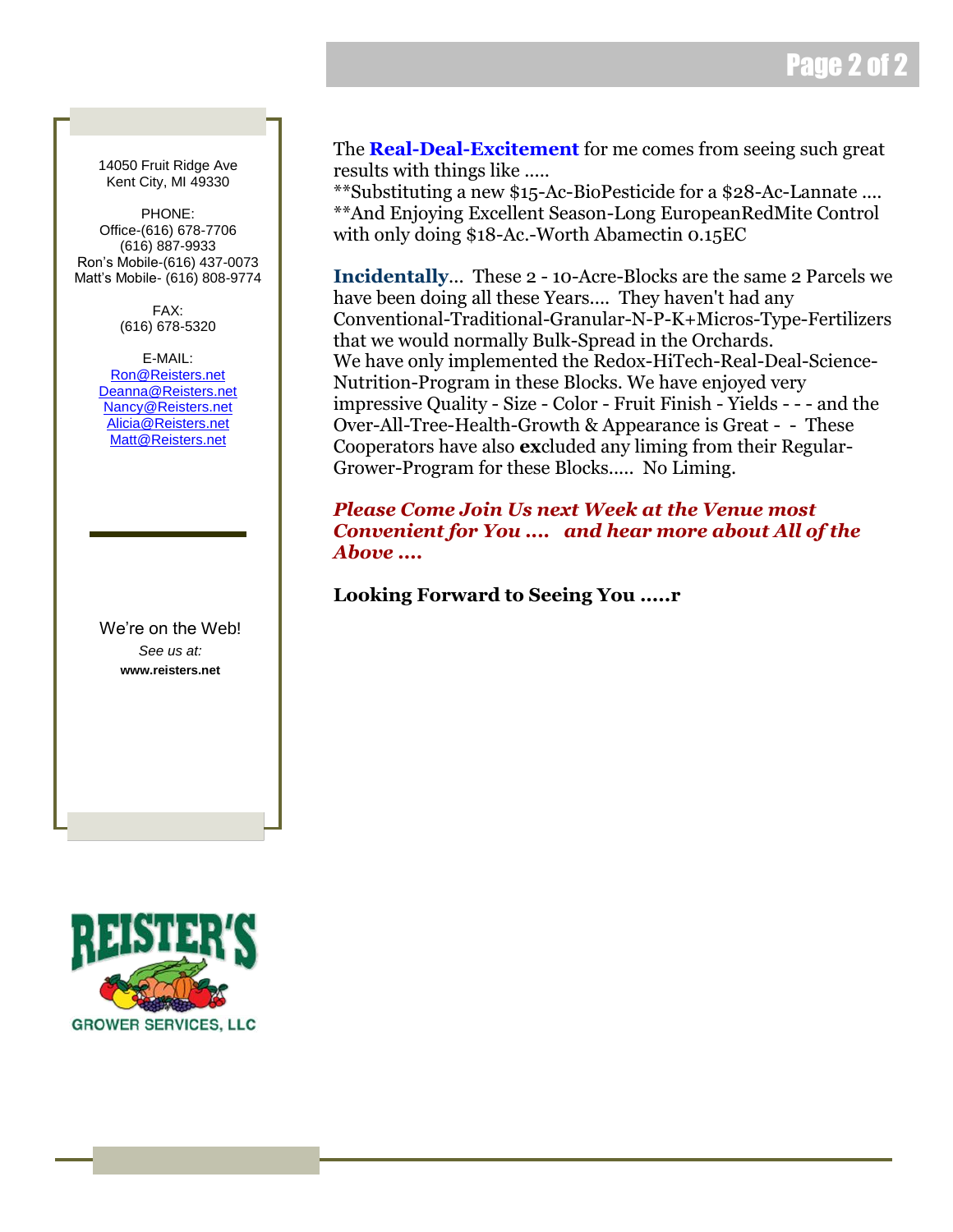14050 Fruit Ridge Ave
Kent City, MI 49330

PHONE:
Office-(616) 678-7706
(616) 887-9933
Ron's Mobile-(616) 437-0073
Matt's Mobile- (616) 808-9774

FAX:
(616) 678-5320

E-MAIL:
Ron@Reisters.net
Deanna@Reisters.net
Nancy@Reisters.net
Alicia@Reisters.net
Matt@Reisters.net

We're on the Web!
*See us at:*
**www.reisters.net**

REISTER'S
GROWER SERVICES, LLC

The **Real-Deal-Excitement** for me comes from seeing such great results with things like .....
**Substituting a new $15-Ac-BioPesticide for a $28-Ac-Lannate ....
**And Enjoying Excellent Season-Long EuropeanRedMite Control with only doing $18-Ac.-Worth Abamectin 0.15EC

**Incidentally**... These 2 - 10-Acre-Blocks are the same 2 Parcels we have been doing all these Years.... They haven't had any Conventional-Traditional-Granular-N-P-K+Micros-Type-Fertilizers that we would normally Bulk-Spread in the Orchards.
We have only implemented the Redox-HiTech-Real-Deal-Science-Nutrition-Program in these Blocks. We have enjoyed very impressive Quality - Size - Color - Fruit Finish - Yields - - - and the Over-All-Tree-Health-Growth & Appearance is Great - - These Cooperators have also **ex**cluded any liming from their Regular-Grower-Program for these Blocks..... No Liming.

***Please Come Join Us next Week at the Venue most Convenient for You .... and hear more about All of the Above ....***

**Looking Forward to Seeing You .....r**